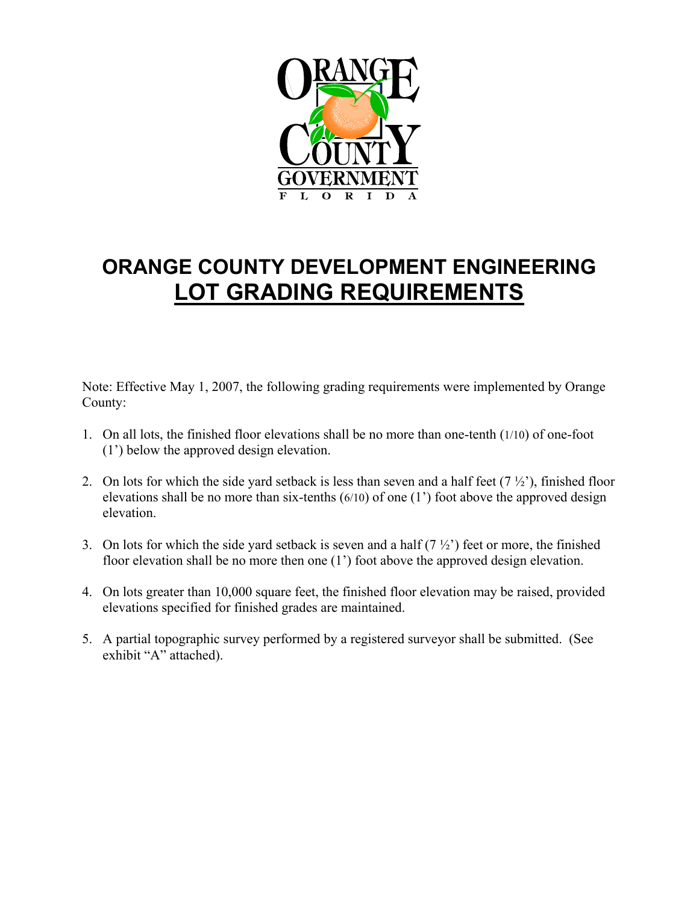# ORANGE COUNTY DEVELOPMENT ENGINEERING

## LOT GRADING REQUIREMENTS

Note: Effective May 1, 2007, the following grading requirements were implemented by Orange County:

1. On all lots, the finished floor elevations shall be no more than one-tenth (1/10) of one-foot (1') below the approved design elevation.
2. On lots for which the side yard setback is less than seven and a half feet (7 ½'), finished floor elevations shall be no more than six-tenths (6/10) of one (1') foot above the approved design elevation.
3. On lots for which the side yard setback is seven and a half (7 ½') feet or more, the finished floor elevation shall be no more then one (1') foot above the approved design elevation.
4. On lots greater than 10,000 square feet, the finished floor elevation may be raised, provided elevations specified for finished grades are maintained.
5. A partial topographic survey performed by a registered surveyor shall be submitted. (See exhibit "A" attached).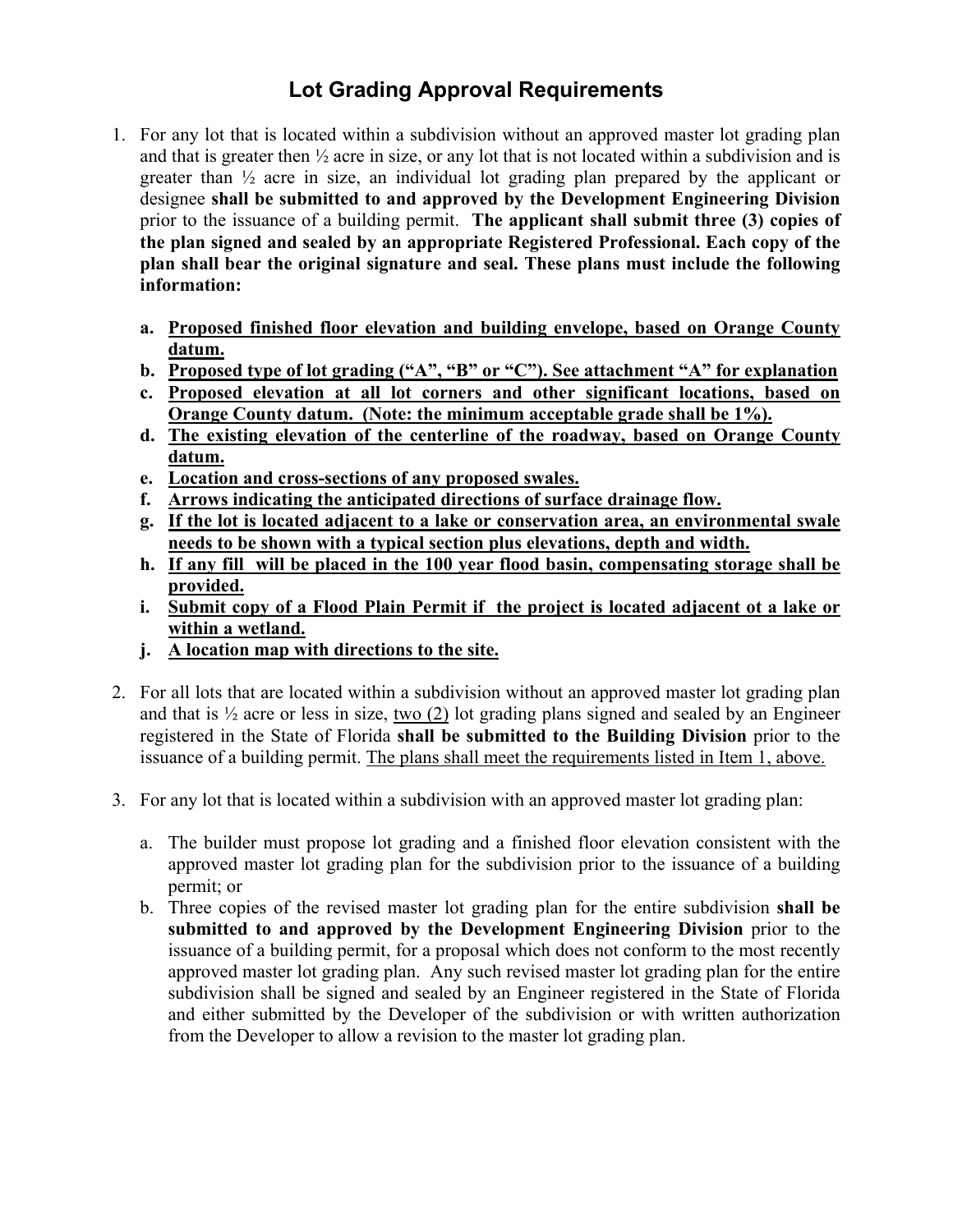# Lot Grading Approval Requirements

1. For any lot that is located within a subdivision without an approved master lot grading plan and that is greater then ½ acre in size, or any lot that is not located within a subdivision and is greater than ½ acre in size, an individual lot grading plan prepared by the applicant or designee **shall be submitted to and approved by the Development Engineering Division** prior to the issuance of a building permit. **The applicant shall submit three (3) copies of the plan signed and sealed by an appropriate Registered Professional. Each copy of the plan shall bear the original signature and seal. These plans must include the following information:**

    a. **Proposed finished floor elevation and building envelope, based on Orange County datum.**
    b. **Proposed type of lot grading ("A", "B" or "C"). See attachment "A" for explanation**
    c. **Proposed elevation at all lot corners and other significant locations, based on Orange County datum. (Note: the minimum acceptable grade shall be 1%).**
    d. **The existing elevation of the centerline of the roadway, based on Orange County datum.**
    e. **Location and cross-sections of any proposed swales.**
    f. **Arrows indicating the anticipated directions of surface drainage flow.**
    g. **If the lot is located adjacent to a lake or conservation area, an environmental swale needs to be shown with a typical section plus elevations, depth and width.**
    h. **If any fill will be placed in the 100 year flood basin, compensating storage shall be provided.**
    i. **Submit copy of a Flood Plain Permit if the project is located adjacent ot a lake or within a wetland.**
    j. **A location map with directions to the site.**

2. For all lots that are located within a subdivision without an approved master lot grading plan and that is ½ acre or less in size, two (2) lot grading plans signed and sealed by an Engineer registered in the State of Florida **shall be submitted to the Building Division** prior to the issuance of a building permit. The plans shall meet the requirements listed in Item 1, above.

3. For any lot that is located within a subdivision with an approved master lot grading plan:

    a. The builder must propose lot grading and a finished floor elevation consistent with the approved master lot grading plan for the subdivision prior to the issuance of a building permit; or
    b. Three copies of the revised master lot grading plan for the entire subdivision **shall be submitted to and approved by the Development Engineering Division** prior to the issuance of a building permit, for a proposal which does not conform to the most recently approved master lot grading plan. Any such revised master lot grading plan for the entire subdivision shall be signed and sealed by an Engineer registered in the State of Florida and either submitted by the Developer of the subdivision or with written authorization from the Developer to allow a revision to the master lot grading plan.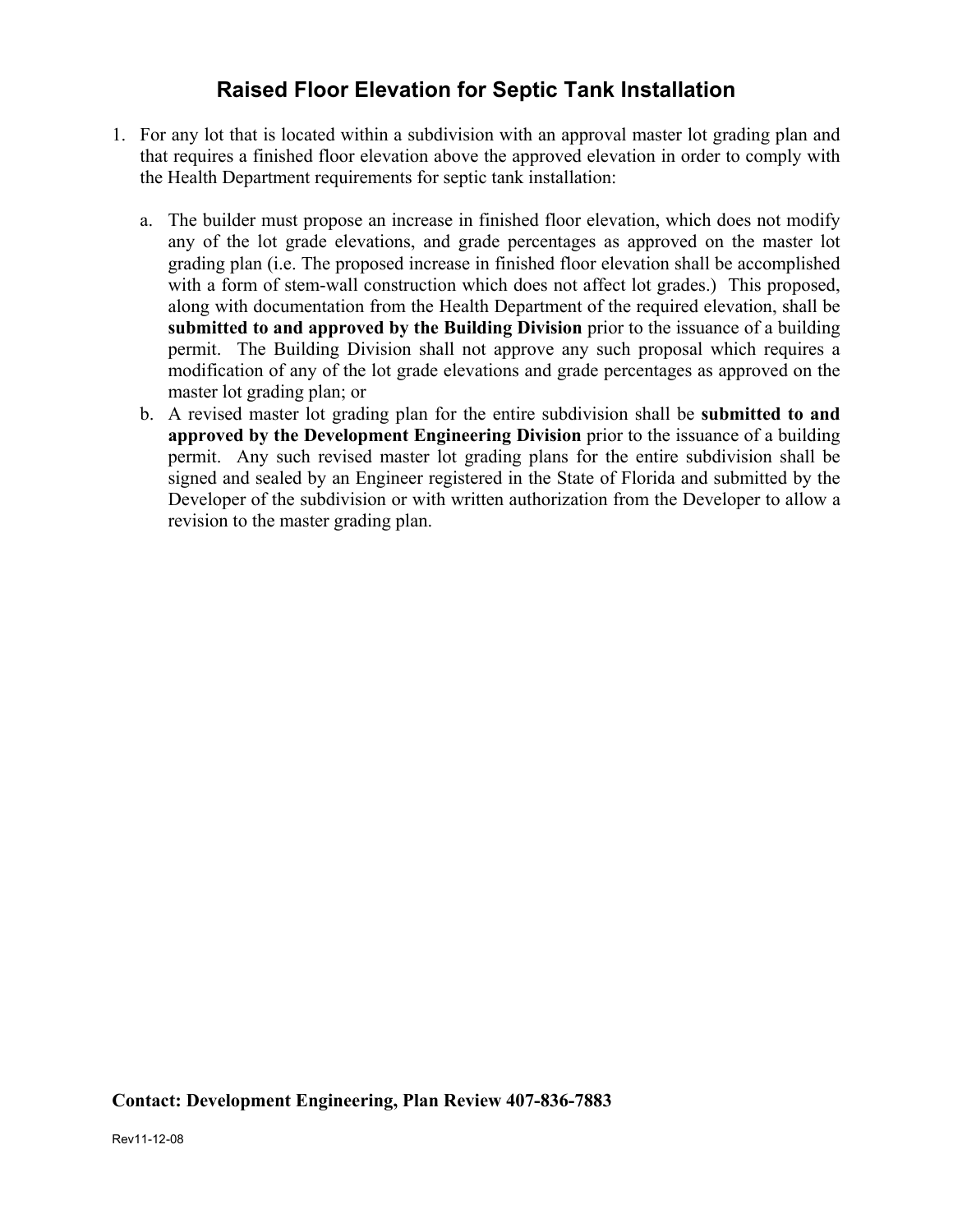# Raised Floor Elevation for Septic Tank Installation

1. For any lot that is located within a subdivision with an approval master lot grading plan and that requires a finished floor elevation above the approved elevation in order to comply with the Health Department requirements for septic tank installation:

   a. The builder must propose an increase in finished floor elevation, which does not modify any of the lot grade elevations, and grade percentages as approved on the master lot grading plan (i.e. The proposed increase in finished floor elevation shall be accomplished with a form of stem-wall construction which does not affect lot grades.) This proposed, along with documentation from the Health Department of the required elevation, shall be **submitted to and approved by the Building Division** prior to the issuance of a building permit. The Building Division shall not approve any such proposal which requires a modification of any of the lot grade elevations and grade percentages as approved on the master lot grading plan; or

   b. A revised master lot grading plan for the entire subdivision shall be **submitted to and approved by the Development Engineering Division** prior to the issuance of a building permit. Any such revised master lot grading plans for the entire subdivision shall be signed and sealed by an Engineer registered in the State of Florida and submitted by the Developer of the subdivision or with written authorization from the Developer to allow a revision to the master grading plan.

**Contact: Development Engineering, Plan Review 407-836-7883**

Rev11-12-08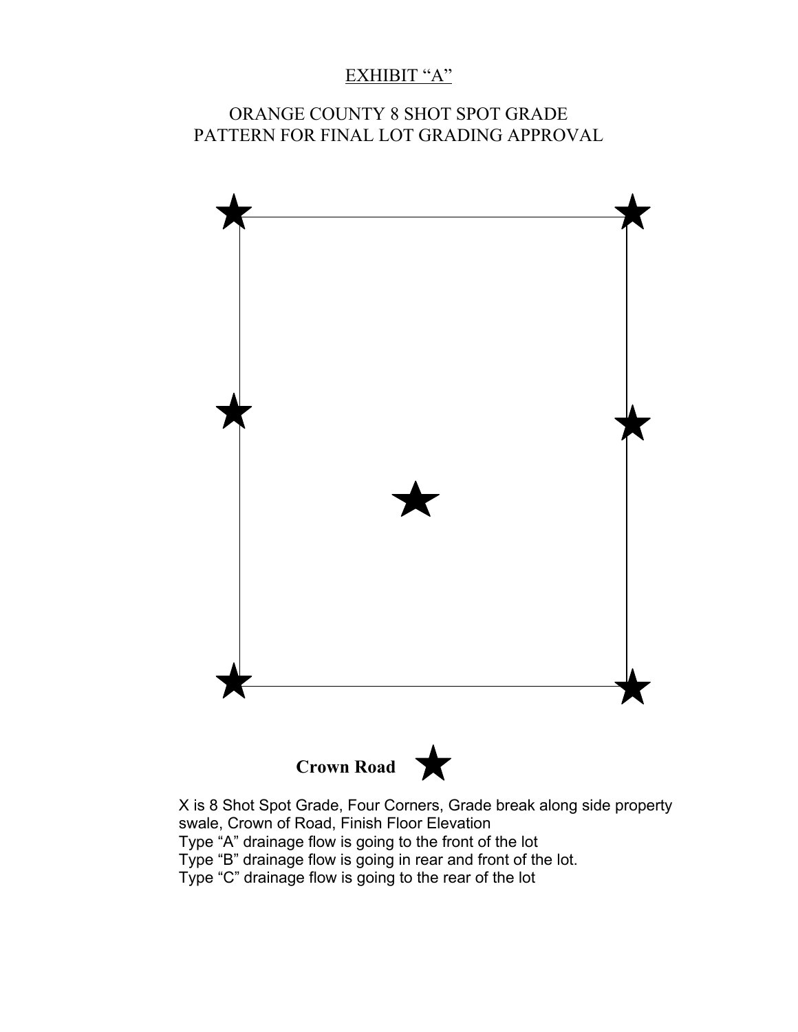# EXHIBIT "A"

## ORANGE COUNTY 8 SHOT SPOT GRADE PATTERN FOR FINAL LOT GRADING APPROVAL

**Crown Road**

X is 8 Shot Spot Grade, Four Corners, Grade break along side property swale, Crown of Road, Finish Floor Elevation

Type "A" drainage flow is going to the front of the lot

Type "B" drainage flow is going in rear and front of the lot.

Type "C" drainage flow is going to the rear of the lot